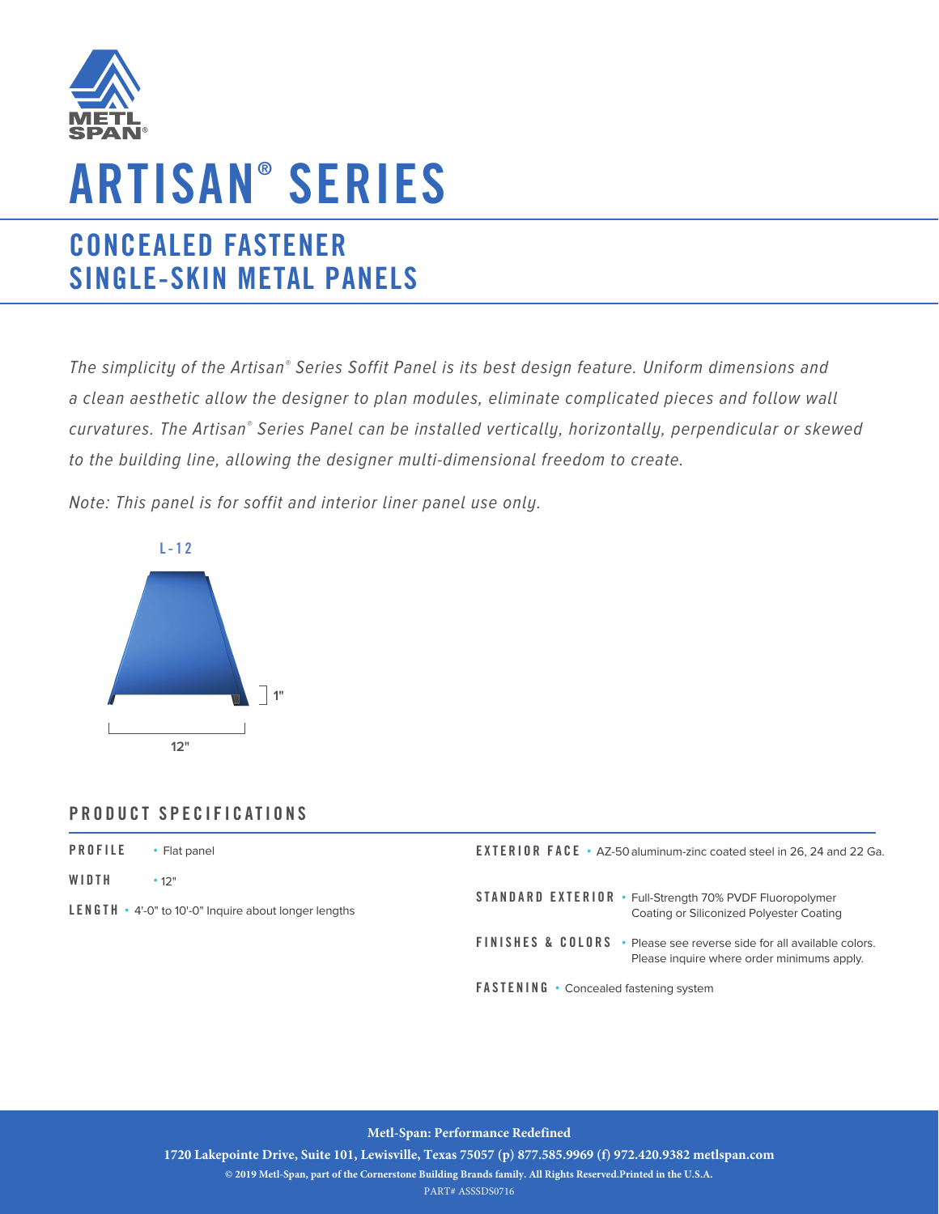METL SPAN®

# ARTISAN® SERIES

## CONCEALED FASTENER SINGLE-SKIN METAL PANELS

*The simplicity of the Artisan® Series Soffit Panel is its best design feature. Uniform dimensions and a clean aesthetic allow the designer to plan modules, eliminate complicated pieces and follow wall curvatures. The Artisan® Series Panel can be installed vertically, horizontally, perpendicular or skewed to the building line, allowing the designer multi-dimensional freedom to create.*

*Note: This panel is for soffit and interior liner panel use only.*

L-12

1"

12"

### PRODUCT SPECIFICATIONS

**PROFILE** • Flat panel

**WIDTH** • 12"

**LENGTH** • 4'-0" to 10'-0" Inquire about longer lengths

**EXTERIOR FACE** • AZ-50 aluminum-zinc coated steel in 26, 24 and 22 Ga.

**STANDARD EXTERIOR** • Full-Strength 70% PVDF Fluoropolymer Coating or Siliconized Polyester Coating

**FINISHES & COLORS** • Please see reverse side for all available colors. Please inquire where order minimums apply.

**FASTENING** • Concealed fastening system

**Metl-Span: Performance Redefined**

**1720 Lakepointe Drive, Suite 101, Lewisville, Texas 75057 (p) 877.585.9969 (f) 972.420.9382 metlspan.com**

**© 2019 Metl-Span, part of the Cornerstone Building Brands family. All Rights Reserved.Printed in the U.S.A.**

PART# ASSSDS0716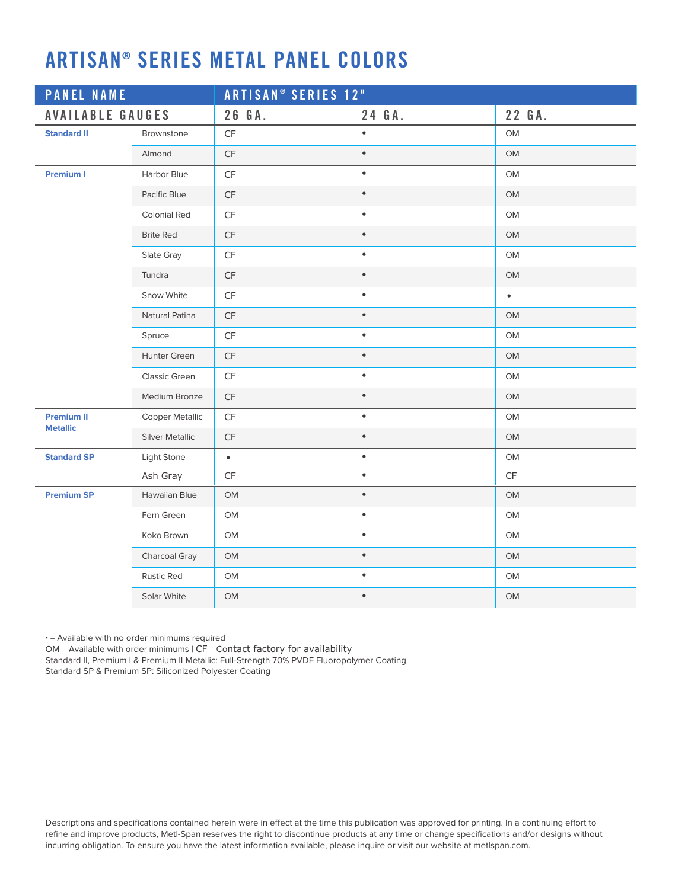# ARTISAN® SERIES METAL PANEL COLORS

| PANEL NAME | | ARTISAN® SERIES 12" | | |
|---|---|---|---|---|
| AVAILABLE GAUGES | | 26 GA. | 24 GA. | 22 GA. |
| **Standard II** | Brownstone | CF | • | OM |
| | Almond | CF | • | OM |
| **Premium I** | Harbor Blue | CF | • | OM |
| | Pacific Blue | CF | • | OM |
| | Colonial Red | CF | • | OM |
| | Brite Red | CF | • | OM |
| | Slate Gray | CF | • | OM |
| | Tundra | CF | • | OM |
| | Snow White | CF | • | • |
| | Natural Patina | CF | • | OM |
| | Spruce | CF | • | OM |
| | Hunter Green | CF | • | OM |
| | Classic Green | CF | • | OM |
| | Medium Bronze | CF | • | OM |
| **Premium II Metallic** | Copper Metallic | CF | • | OM |
| | Silver Metallic | CF | • | OM |
| **Standard SP** | Light Stone | • | • | OM |
| | Ash Gray | CF | • | CF |
| **Premium SP** | Hawaiian Blue | OM | • | OM |
| | Fern Green | OM | • | OM |
| | Koko Brown | OM | • | OM |
| | Charcoal Gray | OM | • | OM |
| | Rustic Red | OM | • | OM |
| | Solar White | OM | • | OM |

• = Available with no order minimums required
OM = Available with order minimums | CF = Contact factory for availability
Standard II, Premium I & Premium II Metallic: Full-Strength 70% PVDF Fluoropolymer Coating
Standard SP & Premium SP: Siliconized Polyester Coating

Descriptions and specifications contained herein were in effect at the time this publication was approved for printing. In a continuing effort to refine and improve products, Metl-Span reserves the right to discontinue products at any time or change specifications and/or designs without incurring obligation. To ensure you have the latest information available, please inquire or visit our website at metlspan.com.